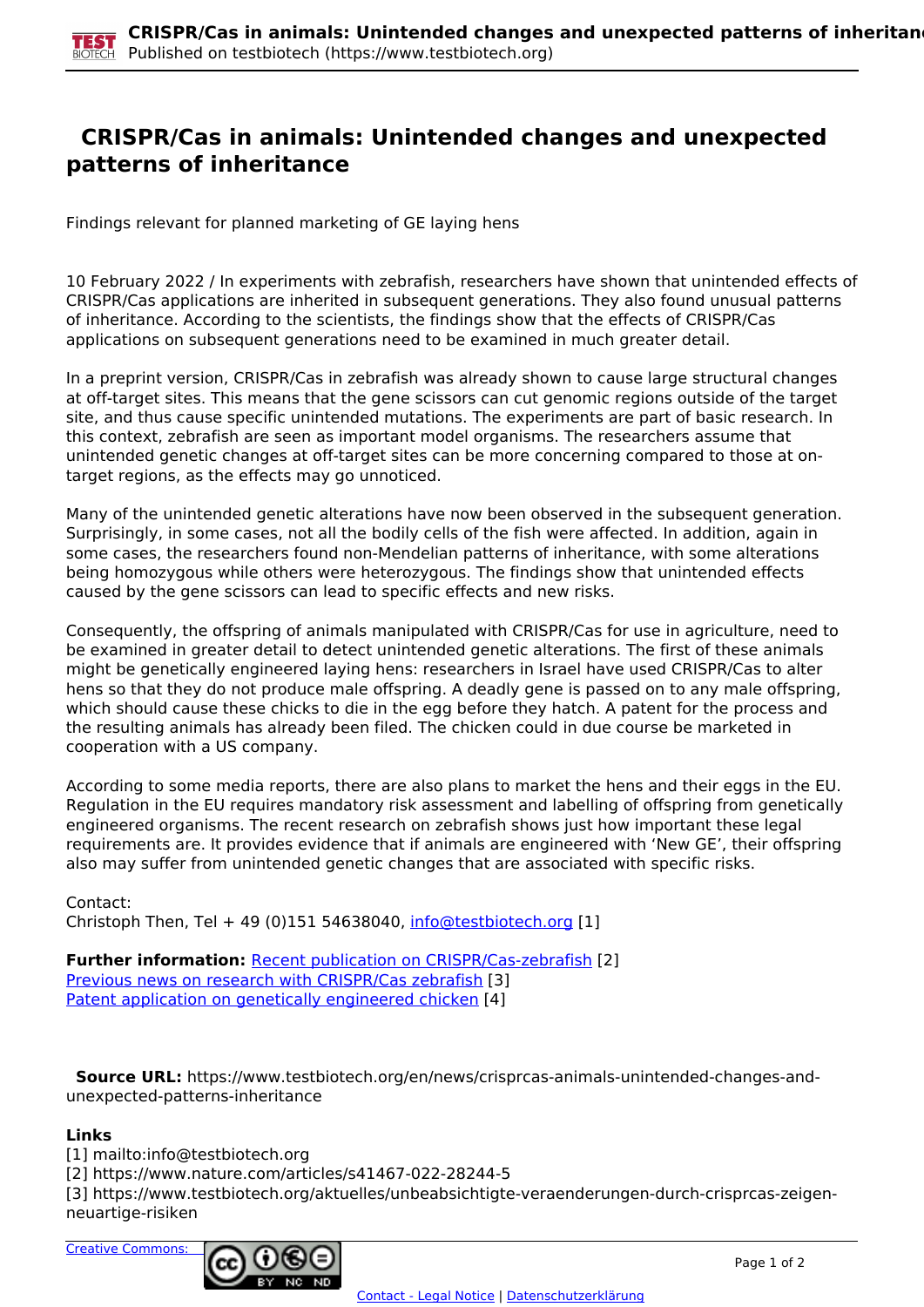# CRISPR/Cas in animals: Unintended changes and unexpected patterns of inheritance

Findings relevant for planned marketing of GE laying hens

10 February 2022 / In experiments with zebrafish, researchers have shown that unintended effects of CRISPR/Cas applications are inherited in subsequent generations. They also found unusual patterns of inheritance. According to the scientists, the findings show that the effects of CRISPR/Cas applications on subsequent generations need to be examined in much greater detail.

In a preprint version, CRISPR/Cas in zebrafish was already shown to cause large structural changes at off-target sites. This means that the gene scissors can cut genomic regions outside of the target site, and thus cause specific unintended mutations. The experiments are part of basic research. In this context, zebrafish are seen as important model organisms. The researchers assume that unintended genetic changes at off-target sites can be more concerning compared to those at on-target regions, as the effects may go unnoticed.

Many of the unintended genetic alterations have now been observed in the subsequent generation. Surprisingly, in some cases, not all the bodily cells of the fish were affected. In addition, again in some cases, the researchers found non-Mendelian patterns of inheritance, with some alterations being homozygous while others were heterozygous. The findings show that unintended effects caused by the gene scissors can lead to specific effects and new risks.

Consequently, the offspring of animals manipulated with CRISPR/Cas for use in agriculture, need to be examined in greater detail to detect unintended genetic alterations. The first of these animals might be genetically engineered laying hens: researchers in Israel have used CRISPR/Cas to alter hens so that they do not produce male offspring. A deadly gene is passed on to any male offspring, which should cause these chicks to die in the egg before they hatch. A patent for the process and the resulting animals has already been filed. The chicken could in due course be marketed in cooperation with a US company.

According to some media reports, there are also plans to market the hens and their eggs in the EU. Regulation in the EU requires mandatory risk assessment and labelling of offspring from genetically engineered organisms. The recent research on zebrafish shows just how important these legal requirements are. It provides evidence that if animals are engineered with 'New GE', their offspring also may suffer from unintended genetic changes that are associated with specific risks.

Contact:
Christoph Then, Tel + 49 (0)151 54638040, info@testbiotech.org [1]

**Further information:** Recent publication on CRISPR/Cas-zebrafish [2]
Previous news on research with CRISPR/Cas zebrafish [3]
Patent application on genetically engineered chicken [4]

**Source URL:** https://www.testbiotech.org/en/news/crisprcas-animals-unintended-changes-and-unexpected-patterns-inheritance

**Links**
[1] mailto:info@testbiotech.org
[2] https://www.nature.com/articles/s41467-022-28244-5
[3] https://www.testbiotech.org/aktuelles/unbeabsichtigte-veraenderungen-durch-crisprcas-zeigen-neuartige-risiken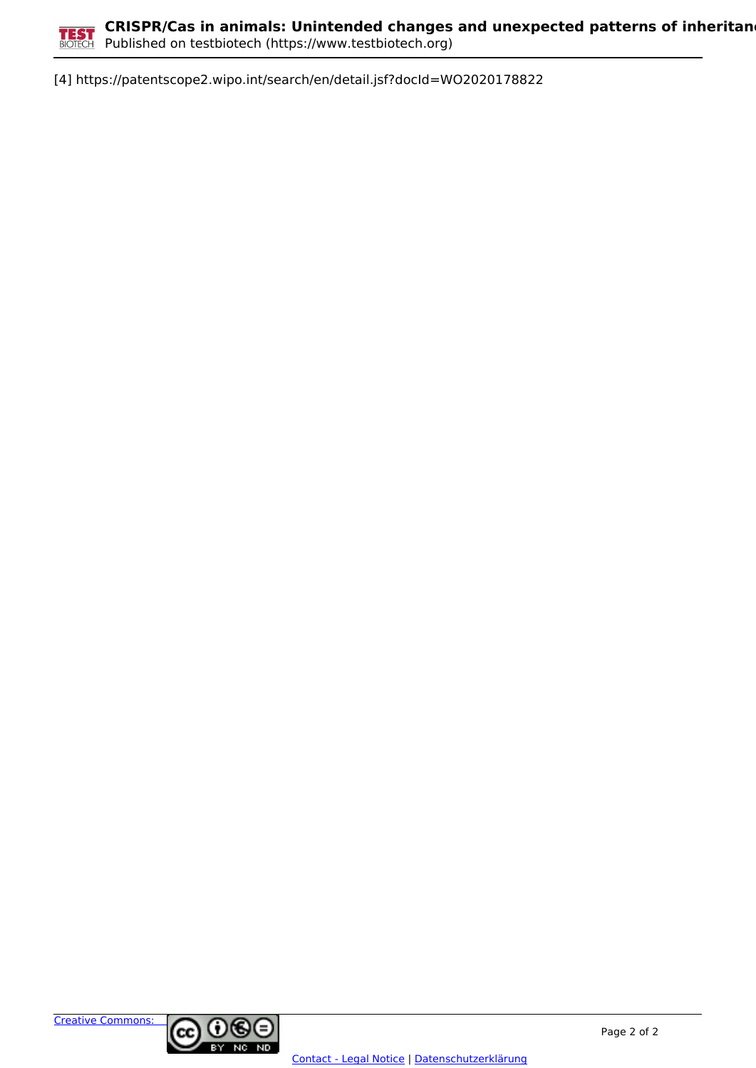[4] https://patentscope2.wipo.int/search/en/detail.jsf?docId=WO2020178822